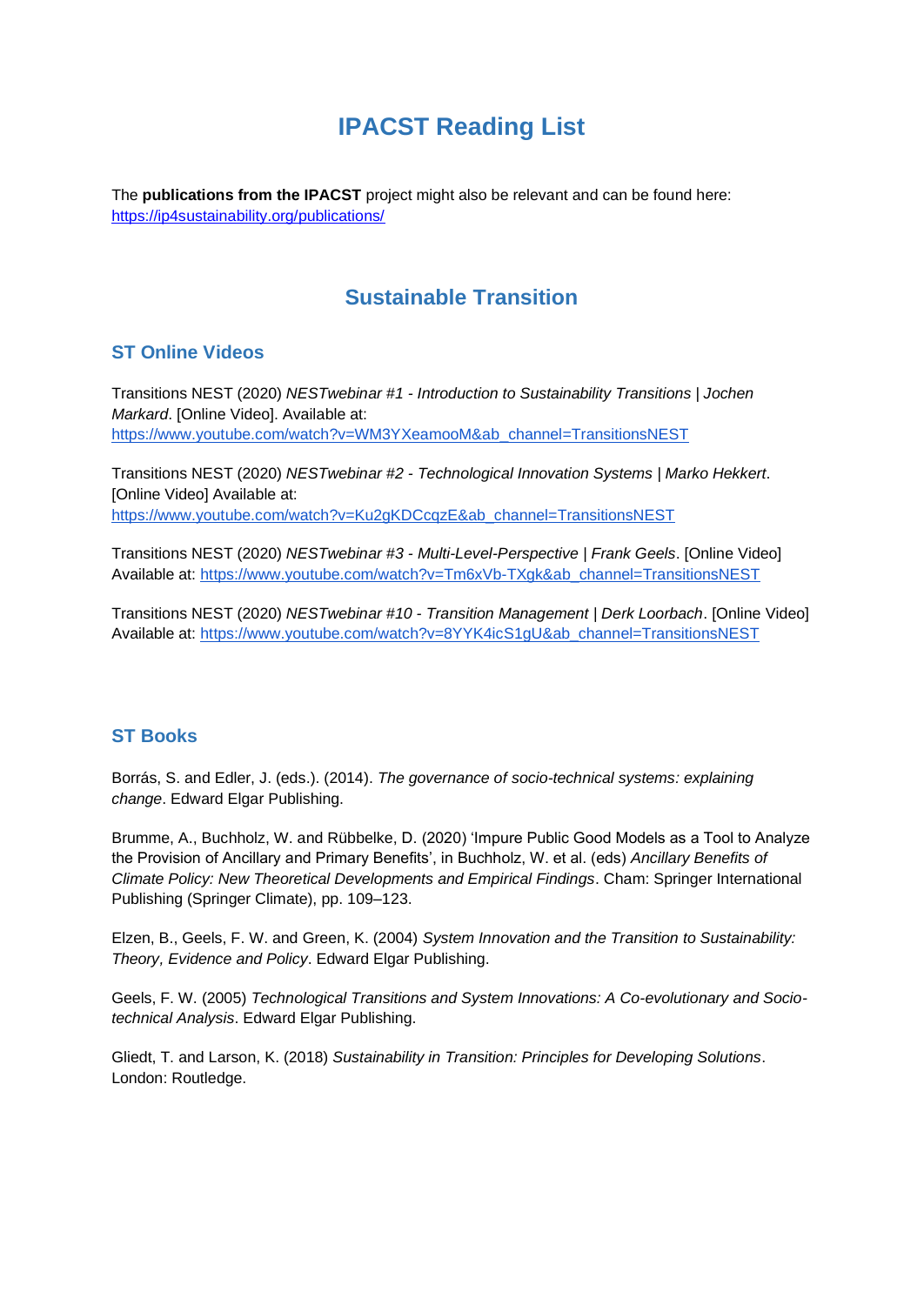# IPACST Reading List

The **publications from the IPACST** project might also be relevant and can be found here: https://ip4sustainability.org/publications/

## Sustainable Transition

### ST Online Videos

Transitions NEST (2020) *NESTwebinar #1 - Introduction to Sustainability Transitions | Jochen Markard*. [Online Video]. Available at: https://www.youtube.com/watch?v=WM3YXeamooM&ab_channel=TransitionsNEST

Transitions NEST (2020) *NESTwebinar #2 - Technological Innovation Systems | Marko Hekkert*. [Online Video] Available at: https://www.youtube.com/watch?v=Ku2gKDCcqzE&ab_channel=TransitionsNEST

Transitions NEST (2020) *NESTwebinar #3 - Multi-Level-Perspective | Frank Geels*. [Online Video] Available at: https://www.youtube.com/watch?v=Tm6xVb-TXgk&ab_channel=TransitionsNEST

Transitions NEST (2020) *NESTwebinar #10 - Transition Management | Derk Loorbach*. [Online Video] Available at: https://www.youtube.com/watch?v=8YYK4icS1gU&ab_channel=TransitionsNEST

### ST Books

Borrás, S. and Edler, J. (eds.). (2014). *The governance of socio-technical systems: explaining change*. Edward Elgar Publishing.

Brumme, A., Buchholz, W. and Rübbelke, D. (2020) 'Impure Public Good Models as a Tool to Analyze the Provision of Ancillary and Primary Benefits', in Buchholz, W. et al. (eds) *Ancillary Benefits of Climate Policy: New Theoretical Developments and Empirical Findings*. Cham: Springer International Publishing (Springer Climate), pp. 109–123.

Elzen, B., Geels, F. W. and Green, K. (2004) *System Innovation and the Transition to Sustainability: Theory, Evidence and Policy*. Edward Elgar Publishing.

Geels, F. W. (2005) *Technological Transitions and System Innovations: A Co-evolutionary and Socio-technical Analysis*. Edward Elgar Publishing.

Gliedt, T. and Larson, K. (2018) *Sustainability in Transition: Principles for Developing Solutions*. London: Routledge.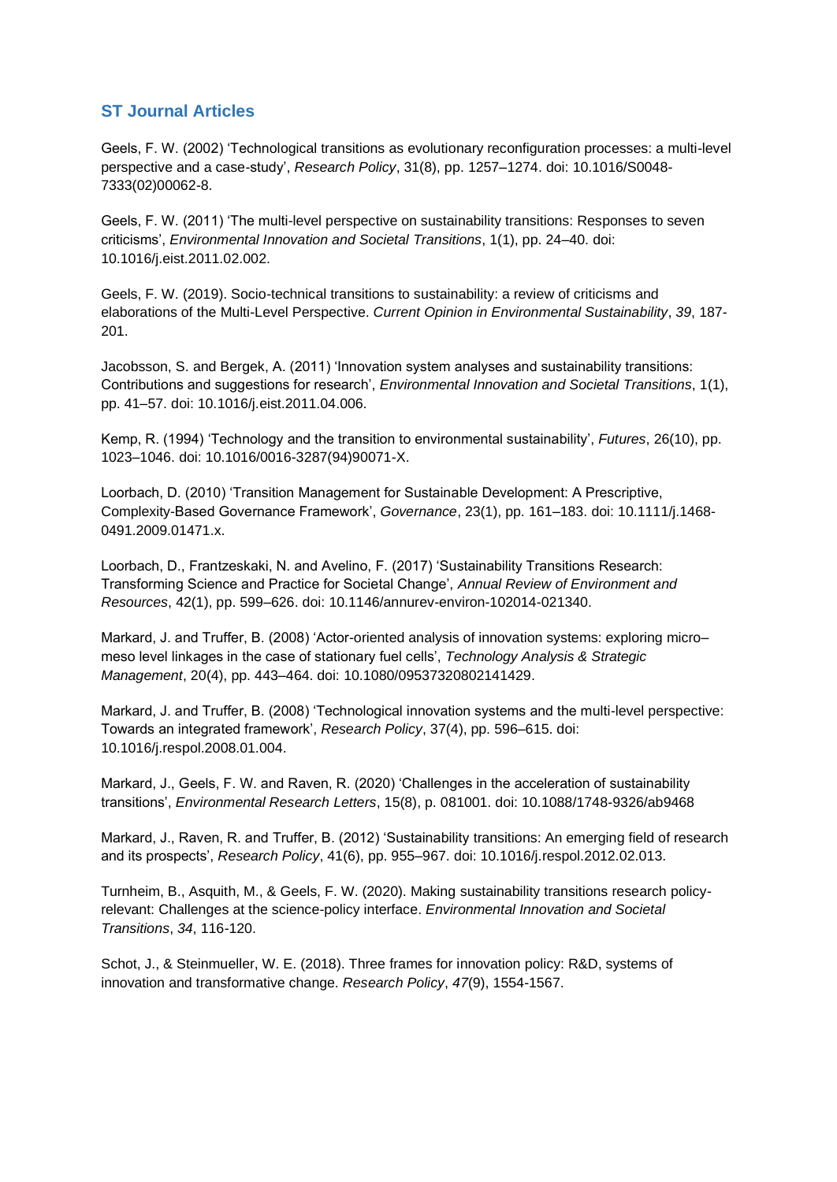## ST Journal Articles

Geels, F. W. (2002) 'Technological transitions as evolutionary reconfiguration processes: a multi-level perspective and a case-study', *Research Policy*, 31(8), pp. 1257–1274. doi: 10.1016/S0048-7333(02)00062-8.

Geels, F. W. (2011) 'The multi-level perspective on sustainability transitions: Responses to seven criticisms', *Environmental Innovation and Societal Transitions*, 1(1), pp. 24–40. doi: 10.1016/j.eist.2011.02.002.

Geels, F. W. (2019). Socio-technical transitions to sustainability: a review of criticisms and elaborations of the Multi-Level Perspective. *Current Opinion in Environmental Sustainability*, *39*, 187-201.

Jacobsson, S. and Bergek, A. (2011) 'Innovation system analyses and sustainability transitions: Contributions and suggestions for research', *Environmental Innovation and Societal Transitions*, 1(1), pp. 41–57. doi: 10.1016/j.eist.2011.04.006.

Kemp, R. (1994) 'Technology and the transition to environmental sustainability', *Futures*, 26(10), pp. 1023–1046. doi: 10.1016/0016-3287(94)90071-X.

Loorbach, D. (2010) 'Transition Management for Sustainable Development: A Prescriptive, Complexity-Based Governance Framework', *Governance*, 23(1), pp. 161–183. doi: 10.1111/j.1468-0491.2009.01471.x.

Loorbach, D., Frantzeskaki, N. and Avelino, F. (2017) 'Sustainability Transitions Research: Transforming Science and Practice for Societal Change', *Annual Review of Environment and Resources*, 42(1), pp. 599–626. doi: 10.1146/annurev-environ-102014-021340.

Markard, J. and Truffer, B. (2008) 'Actor-oriented analysis of innovation systems: exploring micro–meso level linkages in the case of stationary fuel cells', *Technology Analysis & Strategic Management*, 20(4), pp. 443–464. doi: 10.1080/09537320802141429.

Markard, J. and Truffer, B. (2008) 'Technological innovation systems and the multi-level perspective: Towards an integrated framework', *Research Policy*, 37(4), pp. 596–615. doi: 10.1016/j.respol.2008.01.004.

Markard, J., Geels, F. W. and Raven, R. (2020) 'Challenges in the acceleration of sustainability transitions', *Environmental Research Letters*, 15(8), p. 081001. doi: 10.1088/1748-9326/ab9468

Markard, J., Raven, R. and Truffer, B. (2012) 'Sustainability transitions: An emerging field of research and its prospects', *Research Policy*, 41(6), pp. 955–967. doi: 10.1016/j.respol.2012.02.013.

Turnheim, B., Asquith, M., & Geels, F. W. (2020). Making sustainability transitions research policy-relevant: Challenges at the science-policy interface. *Environmental Innovation and Societal Transitions*, *34*, 116-120.

Schot, J., & Steinmueller, W. E. (2018). Three frames for innovation policy: R&D, systems of innovation and transformative change. *Research Policy*, *47*(9), 1554-1567.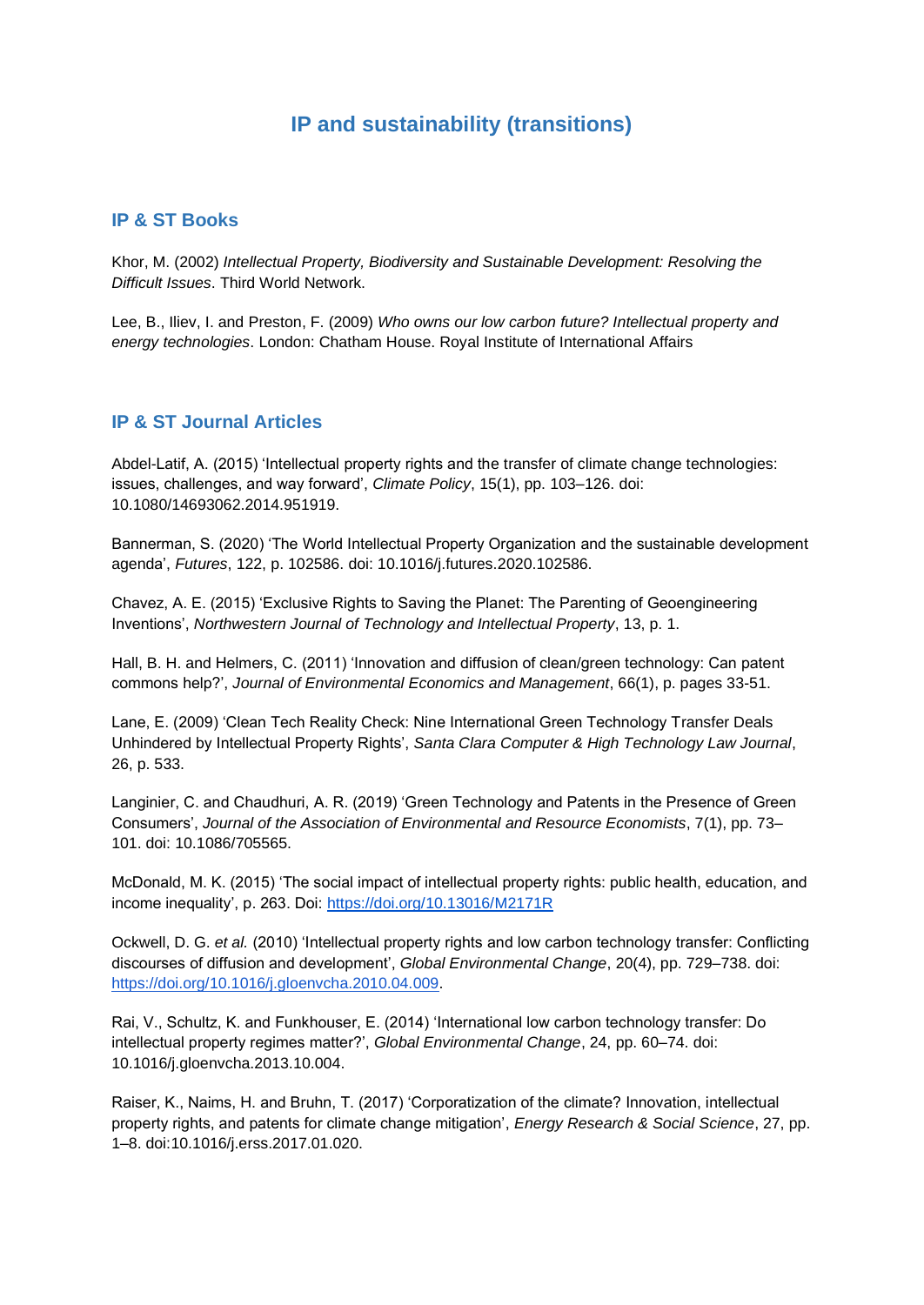# IP and sustainability (transitions)

## IP & ST Books

Khor, M. (2002) *Intellectual Property, Biodiversity and Sustainable Development: Resolving the Difficult Issues*. Third World Network.

Lee, B., Iliev, I. and Preston, F. (2009) *Who owns our low carbon future? Intellectual property and energy technologies*. London: Chatham House. Royal Institute of International Affairs

## IP & ST Journal Articles

Abdel-Latif, A. (2015) 'Intellectual property rights and the transfer of climate change technologies: issues, challenges, and way forward', *Climate Policy*, 15(1), pp. 103–126. doi: 10.1080/14693062.2014.951919.

Bannerman, S. (2020) 'The World Intellectual Property Organization and the sustainable development agenda', *Futures*, 122, p. 102586. doi: 10.1016/j.futures.2020.102586.

Chavez, A. E. (2015) 'Exclusive Rights to Saving the Planet: The Parenting of Geoengineering Inventions', *Northwestern Journal of Technology and Intellectual Property*, 13, p. 1.

Hall, B. H. and Helmers, C. (2011) 'Innovation and diffusion of clean/green technology: Can patent commons help?', *Journal of Environmental Economics and Management*, 66(1), p. pages 33-51.

Lane, E. (2009) 'Clean Tech Reality Check: Nine International Green Technology Transfer Deals Unhindered by Intellectual Property Rights', *Santa Clara Computer & High Technology Law Journal*, 26, p. 533.

Langinier, C. and Chaudhuri, A. R. (2019) 'Green Technology and Patents in the Presence of Green Consumers', *Journal of the Association of Environmental and Resource Economists*, 7(1), pp. 73–101. doi: 10.1086/705565.

McDonald, M. K. (2015) 'The social impact of intellectual property rights: public health, education, and income inequality', p. 263. Doi: [https://doi.org/10.13016/M2171R](https://doi.org/10.13016/M2171R)

Ockwell, D. G. *et al.* (2010) 'Intellectual property rights and low carbon technology transfer: Conflicting discourses of diffusion and development', *Global Environmental Change*, 20(4), pp. 729–738. doi: [https://doi.org/10.1016/j.gloenvcha.2010.04.009](https://doi.org/10.1016/j.gloenvcha.2010.04.009).

Rai, V., Schultz, K. and Funkhouser, E. (2014) 'International low carbon technology transfer: Do intellectual property regimes matter?', *Global Environmental Change*, 24, pp. 60–74. doi: 10.1016/j.gloenvcha.2013.10.004.

Raiser, K., Naims, H. and Bruhn, T. (2017) 'Corporatization of the climate? Innovation, intellectual property rights, and patents for climate change mitigation', *Energy Research & Social Science*, 27, pp. 1–8. doi:10.1016/j.erss.2017.01.020.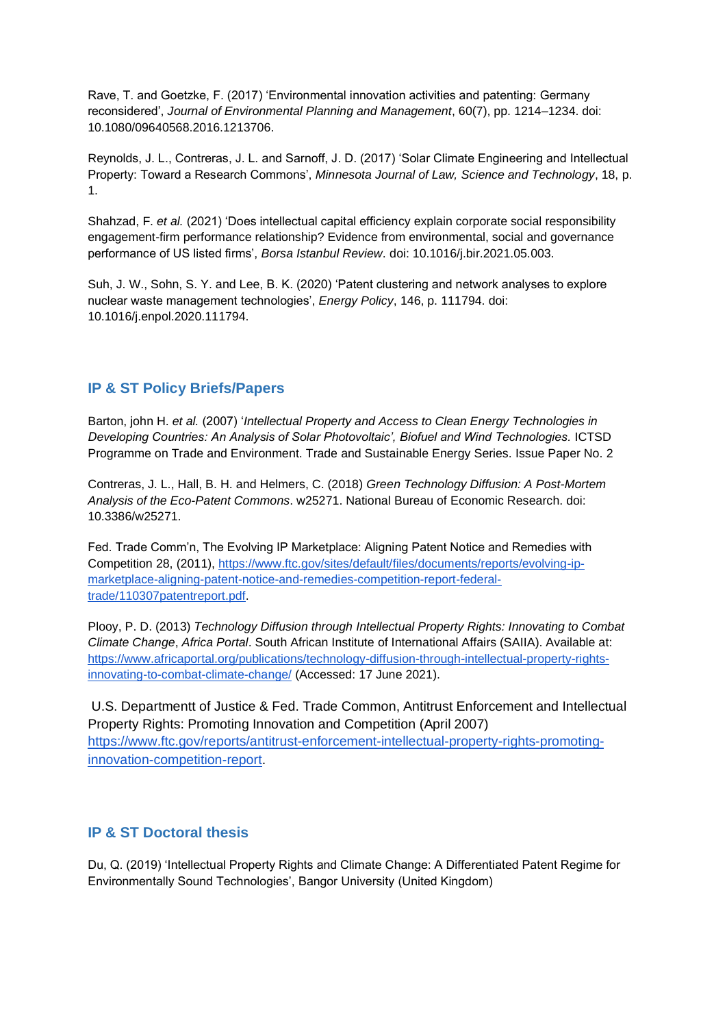Rave, T. and Goetzke, F. (2017) 'Environmental innovation activities and patenting: Germany reconsidered', *Journal of Environmental Planning and Management*, 60(7), pp. 1214–1234. doi: 10.1080/09640568.2016.1213706.

Reynolds, J. L., Contreras, J. L. and Sarnoff, J. D. (2017) 'Solar Climate Engineering and Intellectual Property: Toward a Research Commons', *Minnesota Journal of Law, Science and Technology*, 18, p. 1.

Shahzad, F. *et al.* (2021) 'Does intellectual capital efficiency explain corporate social responsibility engagement-firm performance relationship? Evidence from environmental, social and governance performance of US listed firms', *Borsa Istanbul Review*. doi: 10.1016/j.bir.2021.05.003.

Suh, J. W., Sohn, S. Y. and Lee, B. K. (2020) 'Patent clustering and network analyses to explore nuclear waste management technologies', *Energy Policy*, 146, p. 111794. doi: 10.1016/j.enpol.2020.111794.

## IP & ST Policy Briefs/Papers

Barton, john H. *et al.* (2007) '*Intellectual Property and Access to Clean Energy Technologies in Developing Countries: An Analysis of Solar Photovoltaic', Biofuel and Wind Technologies.* ICTSD Programme on Trade and Environment. Trade and Sustainable Energy Series. Issue Paper No. 2

Contreras, J. L., Hall, B. H. and Helmers, C. (2018) *Green Technology Diffusion: A Post-Mortem Analysis of the Eco-Patent Commons*. w25271. National Bureau of Economic Research. doi: 10.3386/w25271.

Fed. Trade Comm'n, The Evolving IP Marketplace: Aligning Patent Notice and Remedies with Competition 28, (2011), https://www.ftc.gov/sites/default/files/documents/reports/evolving-ip-marketplace-aligning-patent-notice-and-remedies-competition-report-federal-trade/110307patentreport.pdf.

Plooy, P. D. (2013) *Technology Diffusion through Intellectual Property Rights: Innovating to Combat Climate Change*, *Africa Portal*. South African Institute of International Affairs (SAIIA). Available at: https://www.africaportal.org/publications/technology-diffusion-through-intellectual-property-rights-innovating-to-combat-climate-change/ (Accessed: 17 June 2021).

U.S. Departmentt of Justice & Fed. Trade Common, Antitrust Enforcement and Intellectual Property Rights: Promoting Innovation and Competition (April 2007) https://www.ftc.gov/reports/antitrust-enforcement-intellectual-property-rights-promoting-innovation-competition-report.

## IP & ST Doctoral thesis

Du, Q. (2019) 'Intellectual Property Rights and Climate Change: A Differentiated Patent Regime for Environmentally Sound Technologies', Bangor University (United Kingdom)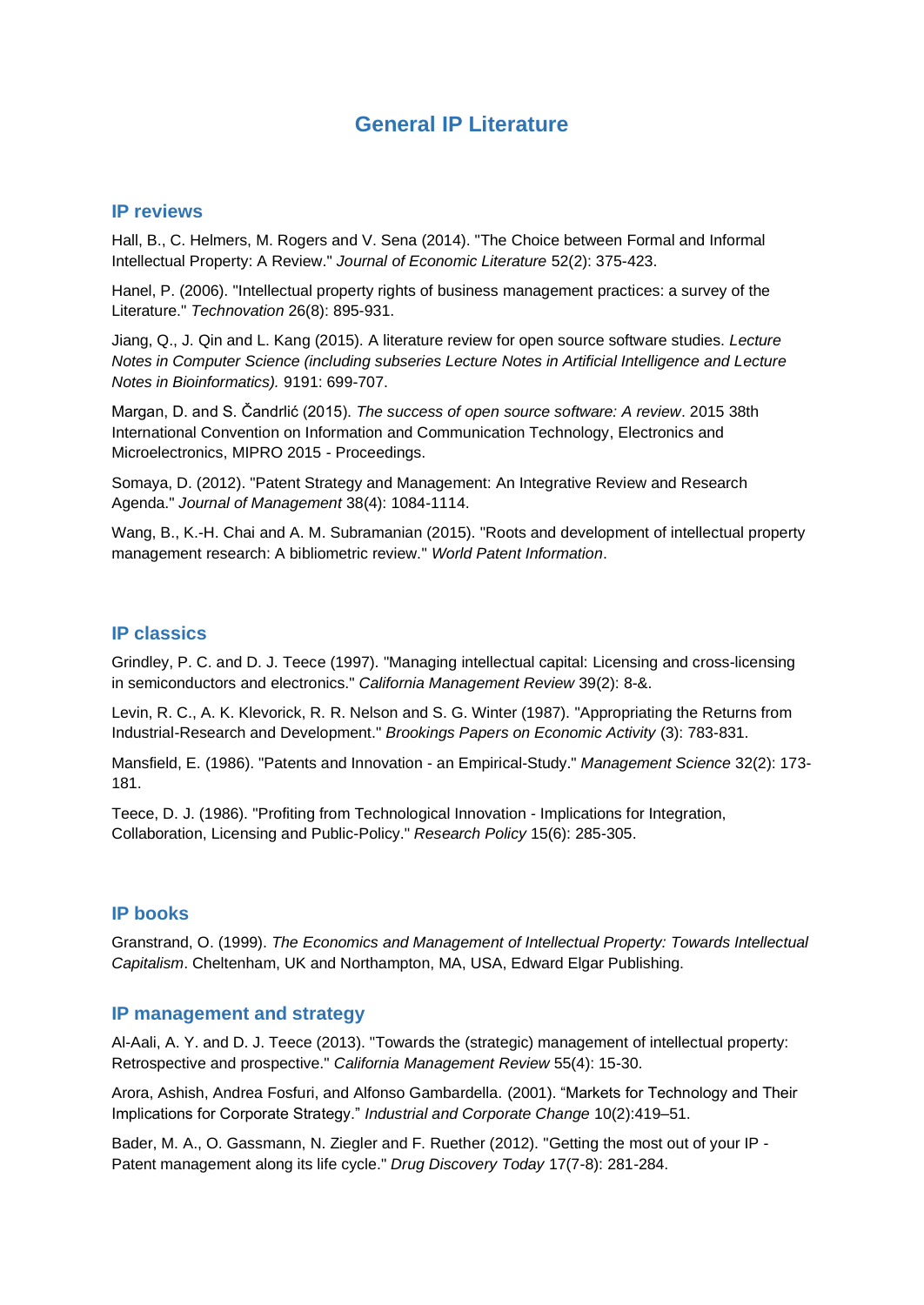# General IP Literature

## IP reviews

Hall, B., C. Helmers, M. Rogers and V. Sena (2014). "The Choice between Formal and Informal Intellectual Property: A Review." *Journal of Economic Literature* 52(2): 375-423.

Hanel, P. (2006). "Intellectual property rights of business management practices: a survey of the Literature." *Technovation* 26(8): 895-931.

Jiang, Q., J. Qin and L. Kang (2015). A literature review for open source software studies. *Lecture Notes in Computer Science (including subseries Lecture Notes in Artificial Intelligence and Lecture Notes in Bioinformatics).* 9191: 699-707.

Margan, D. and S. Čandrlić (2015). *The success of open source software: A review*. 2015 38th International Convention on Information and Communication Technology, Electronics and Microelectronics, MIPRO 2015 - Proceedings.

Somaya, D. (2012). "Patent Strategy and Management: An Integrative Review and Research Agenda." *Journal of Management* 38(4): 1084-1114.

Wang, B., K.-H. Chai and A. M. Subramanian (2015). "Roots and development of intellectual property management research: A bibliometric review." *World Patent Information*.

## IP classics

Grindley, P. C. and D. J. Teece (1997). "Managing intellectual capital: Licensing and cross-licensing in semiconductors and electronics." *California Management Review* 39(2): 8-&.

Levin, R. C., A. K. Klevorick, R. R. Nelson and S. G. Winter (1987). "Appropriating the Returns from Industrial-Research and Development." *Brookings Papers on Economic Activity* (3): 783-831.

Mansfield, E. (1986). "Patents and Innovation - an Empirical-Study." *Management Science* 32(2): 173-181.

Teece, D. J. (1986). "Profiting from Technological Innovation - Implications for Integration, Collaboration, Licensing and Public-Policy." *Research Policy* 15(6): 285-305.

## IP books

Granstrand, O. (1999). *The Economics and Management of Intellectual Property: Towards Intellectual Capitalism*. Cheltenham, UK and Northampton, MA, USA, Edward Elgar Publishing.

## IP management and strategy

Al-Aali, A. Y. and D. J. Teece (2013). "Towards the (strategic) management of intellectual property: Retrospective and prospective." *California Management Review* 55(4): 15-30.

Arora, Ashish, Andrea Fosfuri, and Alfonso Gambardella. (2001). "Markets for Technology and Their Implications for Corporate Strategy." *Industrial and Corporate Change* 10(2):419–51.

Bader, M. A., O. Gassmann, N. Ziegler and F. Ruether (2012). "Getting the most out of your IP - Patent management along its life cycle." *Drug Discovery Today* 17(7-8): 281-284.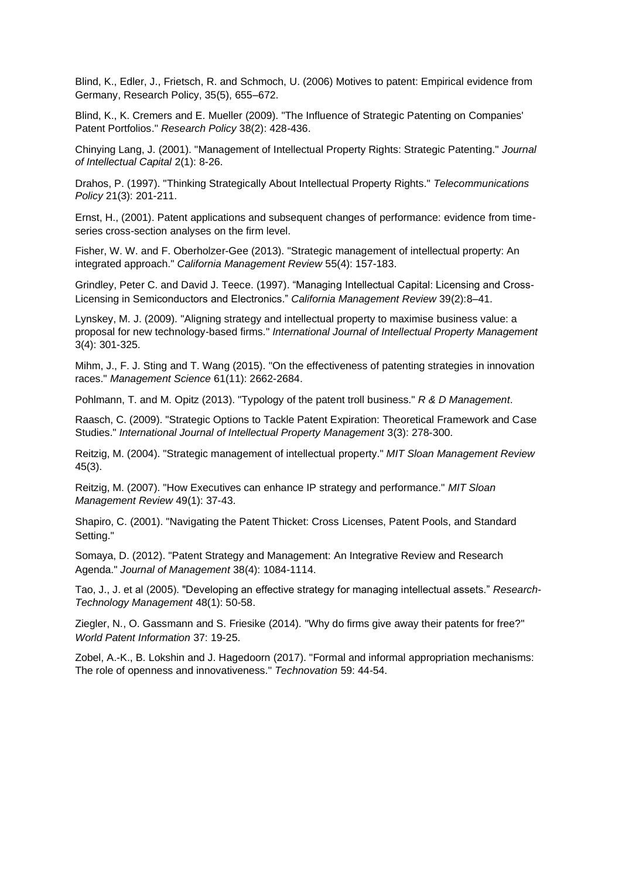Blind, K., Edler, J., Frietsch, R. and Schmoch, U. (2006) Motives to patent: Empirical evidence from Germany, Research Policy, 35(5), 655–672.

Blind, K., K. Cremers and E. Mueller (2009). "The Influence of Strategic Patenting on Companies' Patent Portfolios." *Research Policy* 38(2): 428-436.

Chinying Lang, J. (2001). "Management of Intellectual Property Rights: Strategic Patenting." *Journal of Intellectual Capital* 2(1): 8-26.

Drahos, P. (1997). "Thinking Strategically About Intellectual Property Rights." *Telecommunications Policy* 21(3): 201-211.

Ernst, H., (2001). Patent applications and subsequent changes of performance: evidence from time-series cross-section analyses on the firm level.

Fisher, W. W. and F. Oberholzer-Gee (2013). "Strategic management of intellectual property: An integrated approach." *California Management Review* 55(4): 157-183.

Grindley, Peter C. and David J. Teece. (1997). "Managing Intellectual Capital: Licensing and Cross-Licensing in Semiconductors and Electronics." *California Management Review* 39(2):8–41.

Lynskey, M. J. (2009). "Aligning strategy and intellectual property to maximise business value: a proposal for new technology-based firms." *International Journal of Intellectual Property Management* 3(4): 301-325.

Mihm, J., F. J. Sting and T. Wang (2015). "On the effectiveness of patenting strategies in innovation races." *Management Science* 61(11): 2662-2684.

Pohlmann, T. and M. Opitz (2013). "Typology of the patent troll business." *R & D Management*.

Raasch, C. (2009). "Strategic Options to Tackle Patent Expiration: Theoretical Framework and Case Studies." *International Journal of Intellectual Property Management* 3(3): 278-300.

Reitzig, M. (2004). "Strategic management of intellectual property." *MIT Sloan Management Review* 45(3).

Reitzig, M. (2007). "How Executives can enhance IP strategy and performance." *MIT Sloan Management Review* 49(1): 37-43.

Shapiro, C. (2001). "Navigating the Patent Thicket: Cross Licenses, Patent Pools, and Standard Setting."

Somaya, D. (2012). "Patent Strategy and Management: An Integrative Review and Research Agenda." *Journal of Management* 38(4): 1084-1114.

Tao, J., J. et al (2005). "Developing an effective strategy for managing intellectual assets." *Research-Technology Management* 48(1): 50-58.

Ziegler, N., O. Gassmann and S. Friesike (2014). "Why do firms give away their patents for free?" *World Patent Information* 37: 19-25.

Zobel, A.-K., B. Lokshin and J. Hagedoorn (2017). "Formal and informal appropriation mechanisms: The role of openness and innovativeness." *Technovation* 59: 44-54.